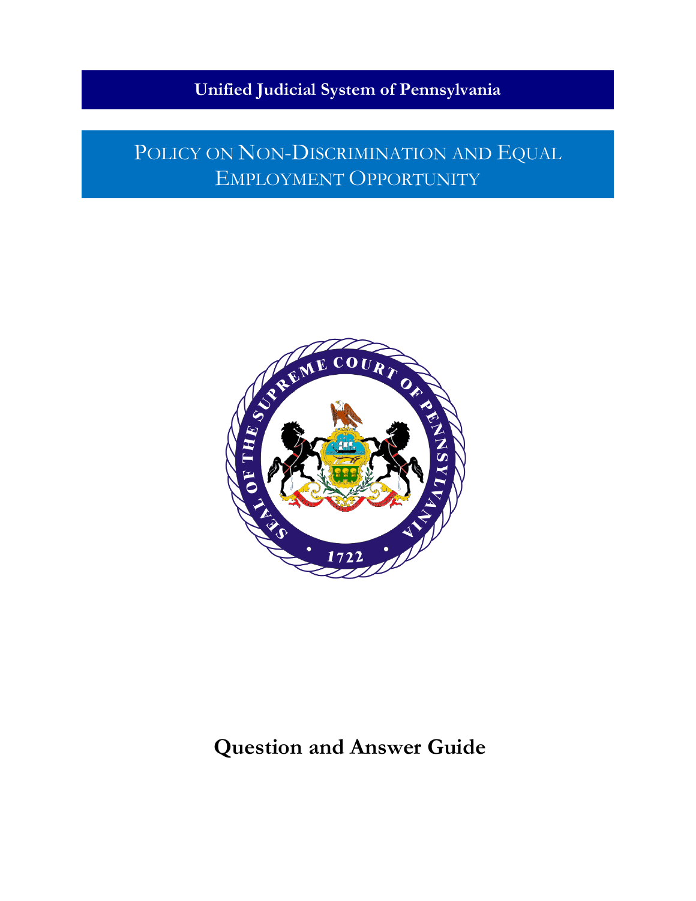**Unified Judicial System of Pennsylvania**

# Policy on Non-Discrimination and Equal Employment Opportunity

## Question and Answer Guide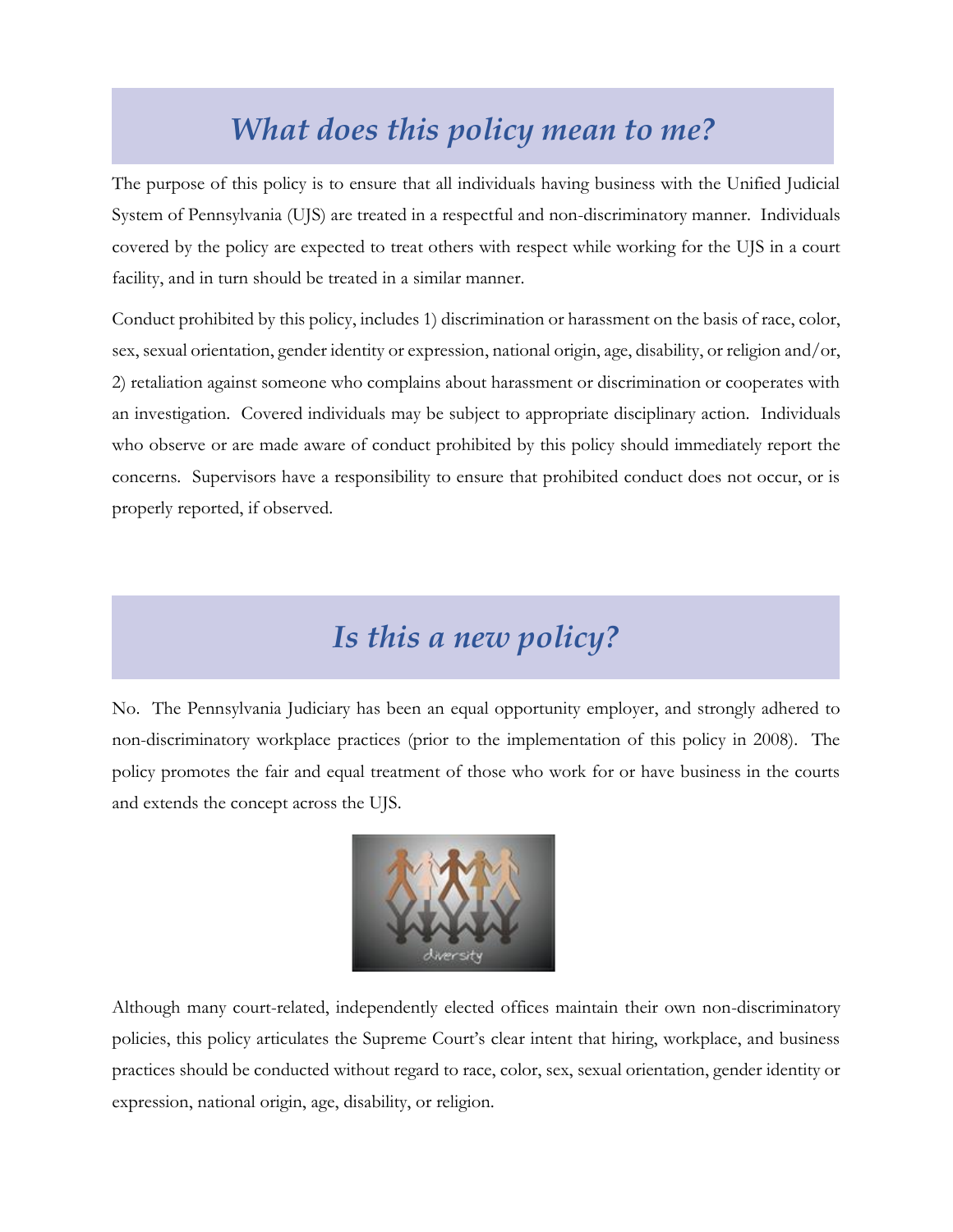## *What does this policy mean to me?*

The purpose of this policy is to ensure that all individuals having business with the Unified Judicial System of Pennsylvania (UJS) are treated in a respectful and non-discriminatory manner. Individuals covered by the policy are expected to treat others with respect while working for the UJS in a court facility, and in turn should be treated in a similar manner.

Conduct prohibited by this policy, includes 1) discrimination or harassment on the basis of race, color, sex, sexual orientation, gender identity or expression, national origin, age, disability, or religion and/or, 2) retaliation against someone who complains about harassment or discrimination or cooperates with an investigation. Covered individuals may be subject to appropriate disciplinary action. Individuals who observe or are made aware of conduct prohibited by this policy should immediately report the concerns. Supervisors have a responsibility to ensure that prohibited conduct does not occur, or is properly reported, if observed.

## *Is this a new policy?*

No. The Pennsylvania Judiciary has been an equal opportunity employer, and strongly adhered to non-discriminatory workplace practices (prior to the implementation of this policy in 2008). The policy promotes the fair and equal treatment of those who work for or have business in the courts and extends the concept across the UJS.

Although many court-related, independently elected offices maintain their own non-discriminatory policies, this policy articulates the Supreme Court's clear intent that hiring, workplace, and business practices should be conducted without regard to race, color, sex, sexual orientation, gender identity or expression, national origin, age, disability, or religion.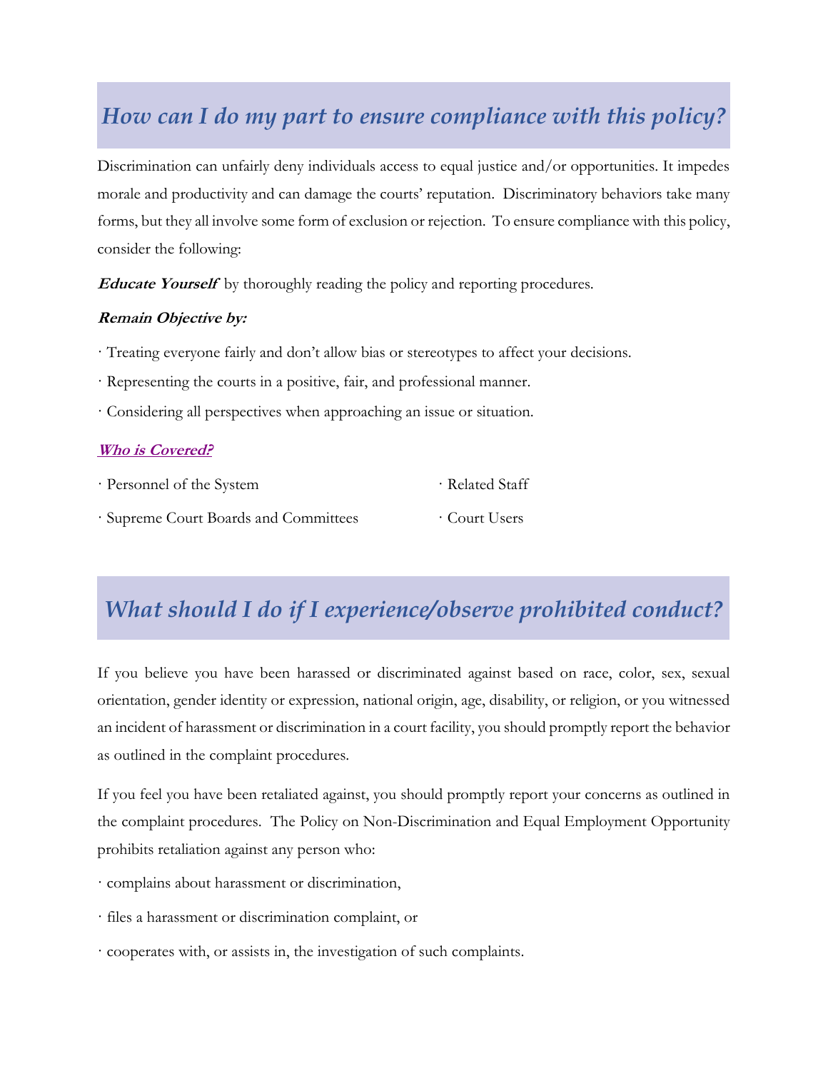## *How can I do my part to ensure compliance with this policy?*

Discrimination can unfairly deny individuals access to equal justice and/or opportunities. It impedes morale and productivity and can damage the courts' reputation. Discriminatory behaviors take many forms, but they all involve some form of exclusion or rejection. To ensure compliance with this policy, consider the following:

***Educate Yourself*** by thoroughly reading the policy and reporting procedures.

***Remain Objective by:***

· Treating everyone fairly and don't allow bias or stereotypes to affect your decisions.

· Representing the courts in a positive, fair, and professional manner.

· Considering all perspectives when approaching an issue or situation.

***Who is Covered?***

· Personnel of the System

· Supreme Court Boards and Committees

· Related Staff

· Court Users

## *What should I do if I experience/observe prohibited conduct?*

If you believe you have been harassed or discriminated against based on race, color, sex, sexual orientation, gender identity or expression, national origin, age, disability, or religion, or you witnessed an incident of harassment or discrimination in a court facility, you should promptly report the behavior as outlined in the complaint procedures.

If you feel you have been retaliated against, you should promptly report your concerns as outlined in the complaint procedures. The Policy on Non-Discrimination and Equal Employment Opportunity prohibits retaliation against any person who:

· complains about harassment or discrimination,

· files a harassment or discrimination complaint, or

· cooperates with, or assists in, the investigation of such complaints.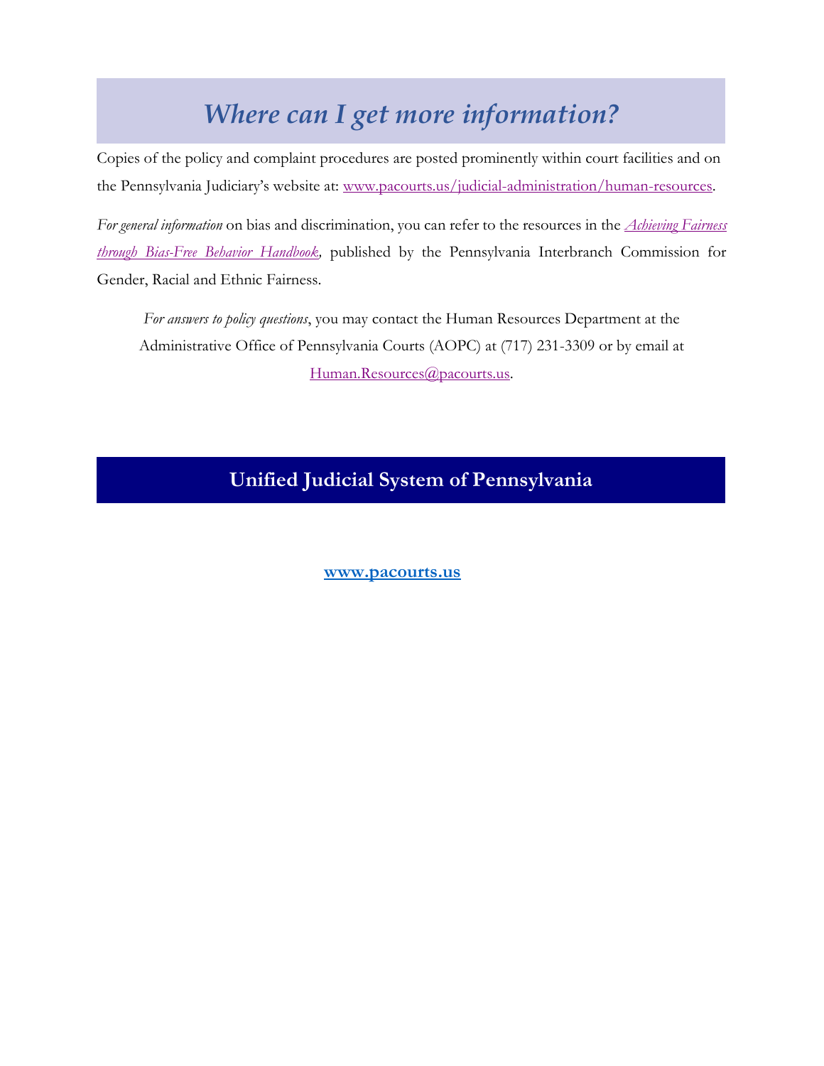# *Where can I get more information?*

Copies of the policy and complaint procedures are posted prominently within court facilities and on the Pennsylvania Judiciary's website at: www.pacourts.us/judicial-administration/human-resources.

*For general information* on bias and discrimination, you can refer to the resources in the *Achieving Fairness through Bias-Free Behavior Handbook*, published by the Pennsylvania Interbranch Commission for Gender, Racial and Ethnic Fairness.

*For answers to policy questions*, you may contact the Human Resources Department at the Administrative Office of Pennsylvania Courts (AOPC) at (717) 231-3309 or by email at Human.Resources@pacourts.us.

## Unified Judicial System of Pennsylvania

**www.pacourts.us**